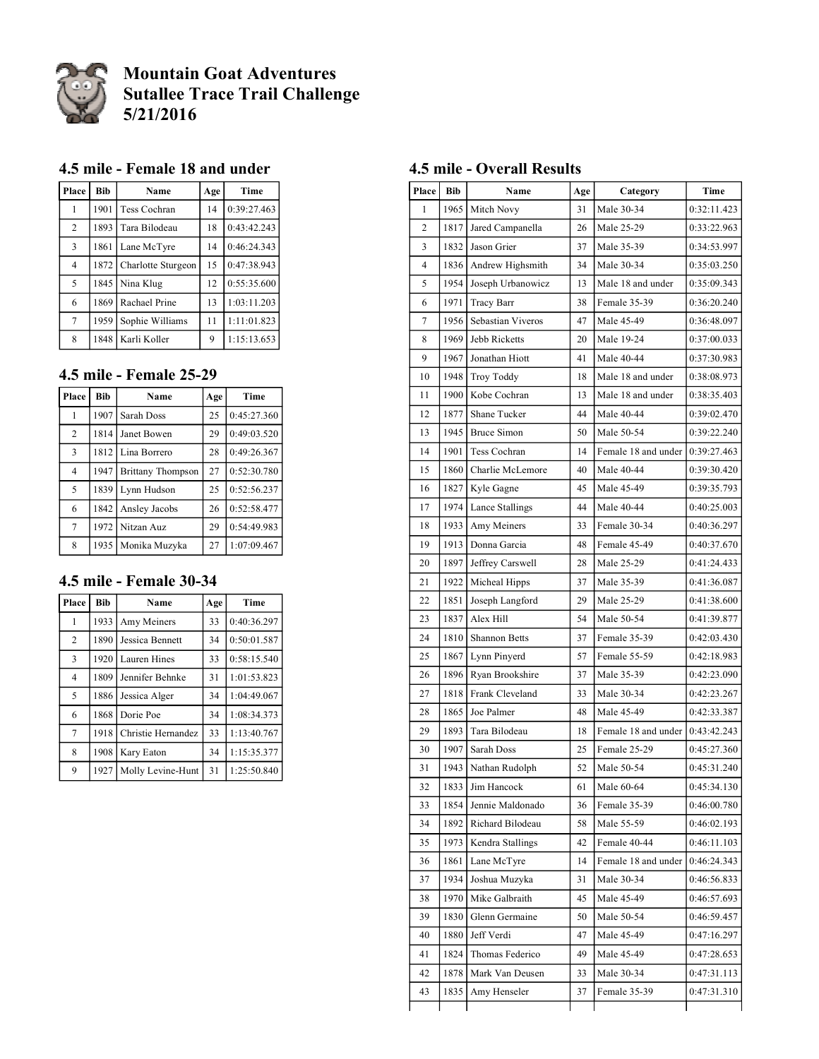# Mountain Goat Adventures
# Sutallee Trace Trail Challenge
# 5/21/2016

## 4.5 mile - Female 18 and under

| Place | Bib | Name | Age | Time |
|---|---|---|---|---|
| 1 | 1901 | Tess Cochran | 14 | 0:39:27.463 |
| 2 | 1893 | Tara Bilodeau | 18 | 0:43:42.243 |
| 3 | 1861 | Lane McTyre | 14 | 0:46:24.343 |
| 4 | 1872 | Charlotte Sturgeon | 15 | 0:47:38.943 |
| 5 | 1845 | Nina Klug | 12 | 0:55:35.600 |
| 6 | 1869 | Rachael Prine | 13 | 1:03:11.203 |
| 7 | 1959 | Sophie Williams | 11 | 1:11:01.823 |
| 8 | 1848 | Karli Koller | 9 | 1:15:13.653 |

## 4.5 mile - Female 25-29

| Place | Bib | Name | Age | Time |
|---|---|---|---|---|
| 1 | 1907 | Sarah Doss | 25 | 0:45:27.360 |
| 2 | 1814 | Janet Bowen | 29 | 0:49:03.520 |
| 3 | 1812 | Lina Borrero | 28 | 0:49:26.367 |
| 4 | 1947 | Brittany Thompson | 27 | 0:52:30.780 |
| 5 | 1839 | Lynn Hudson | 25 | 0:52:56.237 |
| 6 | 1842 | Ansley Jacobs | 26 | 0:52:58.477 |
| 7 | 1972 | Nitzan Auz | 29 | 0:54:49.983 |
| 8 | 1935 | Monika Muzyka | 27 | 1:07:09.467 |

## 4.5 mile - Female 30-34

| Place | Bib | Name | Age | Time |
|---|---|---|---|---|
| 1 | 1933 | Amy Meiners | 33 | 0:40:36.297 |
| 2 | 1890 | Jessica Bennett | 34 | 0:50:01.587 |
| 3 | 1920 | Lauren Hines | 33 | 0:58:15.540 |
| 4 | 1809 | Jennifer Behnke | 31 | 1:01:53.823 |
| 5 | 1886 | Jessica Alger | 34 | 1:04:49.067 |
| 6 | 1868 | Dorie Poe | 34 | 1:08:34.373 |
| 7 | 1918 | Christie Hernandez | 33 | 1:13:40.767 |
| 8 | 1908 | Kary Eaton | 34 | 1:15:35.377 |
| 9 | 1927 | Molly Levine-Hunt | 31 | 1:25:50.840 |

## 4.5 mile - Overall Results

| Place | Bib | Name | Age | Category | Time |
|---|---|---|---|---|---|
| 1 | 1965 | Mitch Novy | 31 | Male 30-34 | 0:32:11.423 |
| 2 | 1817 | Jared Campanella | 26 | Male 25-29 | 0:33:22.963 |
| 3 | 1832 | Jason Grier | 37 | Male 35-39 | 0:34:53.997 |
| 4 | 1836 | Andrew Highsmith | 34 | Male 30-34 | 0:35:03.250 |
| 5 | 1954 | Joseph Urbanowicz | 13 | Male 18 and under | 0:35:09.343 |
| 6 | 1971 | Tracy Barr | 38 | Female 35-39 | 0:36:20.240 |
| 7 | 1956 | Sebastian Viveros | 47 | Male 45-49 | 0:36:48.097 |
| 8 | 1969 | Jebb Ricketts | 20 | Male 19-24 | 0:37:00.033 |
| 9 | 1967 | Jonathan Hiott | 41 | Male 40-44 | 0:37:30.983 |
| 10 | 1948 | Troy Toddy | 18 | Male 18 and under | 0:38:08.973 |
| 11 | 1900 | Kobe Cochran | 13 | Male 18 and under | 0:38:35.403 |
| 12 | 1877 | Shane Tucker | 44 | Male 40-44 | 0:39:02.470 |
| 13 | 1945 | Bruce Simon | 50 | Male 50-54 | 0:39:22.240 |
| 14 | 1901 | Tess Cochran | 14 | Female 18 and under | 0:39:27.463 |
| 15 | 1860 | Charlie McLemore | 40 | Male 40-44 | 0:39:30.420 |
| 16 | 1827 | Kyle Gagne | 45 | Male 45-49 | 0:39:35.793 |
| 17 | 1974 | Lance Stallings | 44 | Male 40-44 | 0:40:25.003 |
| 18 | 1933 | Amy Meiners | 33 | Female 30-34 | 0:40:36.297 |
| 19 | 1913 | Donna Garcia | 48 | Female 45-49 | 0:40:37.670 |
| 20 | 1897 | Jeffrey Carswell | 28 | Male 25-29 | 0:41:24.433 |
| 21 | 1922 | Micheal Hipps | 37 | Male 35-39 | 0:41:36.087 |
| 22 | 1851 | Joseph Langford | 29 | Male 25-29 | 0:41:38.600 |
| 23 | 1837 | Alex Hill | 54 | Male 50-54 | 0:41:39.877 |
| 24 | 1810 | Shannon Betts | 37 | Female 35-39 | 0:42:03.430 |
| 25 | 1867 | Lynn Pinyerd | 57 | Female 55-59 | 0:42:18.983 |
| 26 | 1896 | Ryan Brookshire | 37 | Male 35-39 | 0:42:23.090 |
| 27 | 1818 | Frank Cleveland | 33 | Male 30-34 | 0:42:23.267 |
| 28 | 1865 | Joe Palmer | 48 | Male 45-49 | 0:42:33.387 |
| 29 | 1893 | Tara Bilodeau | 18 | Female 18 and under | 0:43:42.243 |
| 30 | 1907 | Sarah Doss | 25 | Female 25-29 | 0:45:27.360 |
| 31 | 1943 | Nathan Rudolph | 52 | Male 50-54 | 0:45:31.240 |
| 32 | 1833 | Jim Hancock | 61 | Male 60-64 | 0:45:34.130 |
| 33 | 1854 | Jennie Maldonado | 36 | Female 35-39 | 0:46:00.780 |
| 34 | 1892 | Richard Bilodeau | 58 | Male 55-59 | 0:46:02.193 |
| 35 | 1973 | Kendra Stallings | 42 | Female 40-44 | 0:46:11.103 |
| 36 | 1861 | Lane McTyre | 14 | Female 18 and under | 0:46:24.343 |
| 37 | 1934 | Joshua Muzyka | 31 | Male 30-34 | 0:46:56.833 |
| 38 | 1970 | Mike Galbraith | 45 | Male 45-49 | 0:46:57.693 |
| 39 | 1830 | Glenn Germaine | 50 | Male 50-54 | 0:46:59.457 |
| 40 | 1880 | Jeff Verdi | 47 | Male 45-49 | 0:47:16.297 |
| 41 | 1824 | Thomas Federico | 49 | Male 45-49 | 0:47:28.653 |
| 42 | 1878 | Mark Van Deusen | 33 | Male 30-34 | 0:47:31.113 |
| 43 | 1835 | Amy Henseler | 37 | Female 35-39 | 0:47:31.310 |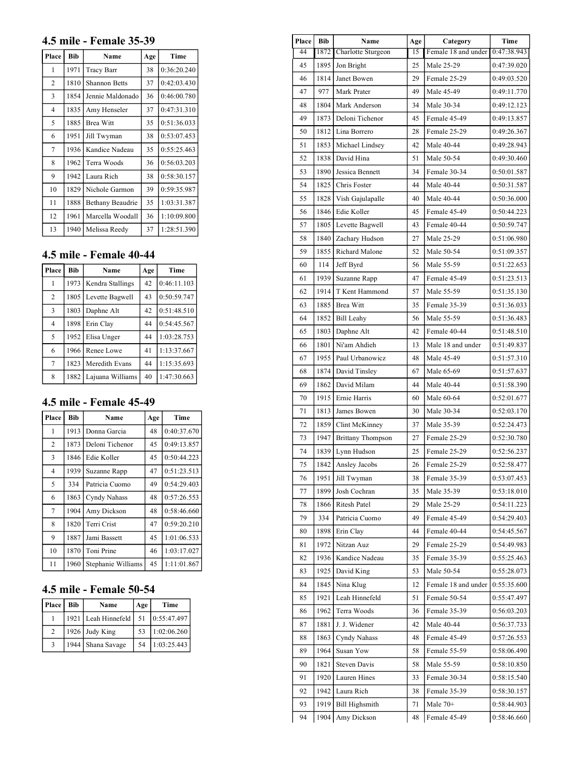## 4.5 mile - Female 35-39

| Place | Bib | Name | Age | Time |
|---|---|---|---|---|
| 1 | 1971 | Tracy Barr | 38 | 0:36:20.240 |
| 2 | 1810 | Shannon Betts | 37 | 0:42:03.430 |
| 3 | 1854 | Jennie Maldonado | 36 | 0:46:00.780 |
| 4 | 1835 | Amy Henseler | 37 | 0:47:31.310 |
| 5 | 1885 | Brea Witt | 35 | 0:51:36.033 |
| 6 | 1951 | Jill Twyman | 38 | 0:53:07.453 |
| 7 | 1936 | Kandice Nadeau | 35 | 0:55:25.463 |
| 8 | 1962 | Terra Woods | 36 | 0:56:03.203 |
| 9 | 1942 | Laura Rich | 38 | 0:58:30.157 |
| 10 | 1829 | Nichole Garmon | 39 | 0:59:35.987 |
| 11 | 1888 | Bethany Beaudrie | 35 | 1:03:31.387 |
| 12 | 1961 | Marcella Woodall | 36 | 1:10:09.800 |
| 13 | 1940 | Melissa Reedy | 37 | 1:28:51.390 |

## 4.5 mile - Female 40-44

| Place | Bib | Name | Age | Time |
|---|---|---|---|---|
| 1 | 1973 | Kendra Stallings | 42 | 0:46:11.103 |
| 2 | 1805 | Levette Bagwell | 43 | 0:50:59.747 |
| 3 | 1803 | Daphne Alt | 42 | 0:51:48.510 |
| 4 | 1898 | Erin Clay | 44 | 0:54:45.567 |
| 5 | 1952 | Elisa Unger | 44 | 1:03:28.753 |
| 6 | 1966 | Renee Lowe | 41 | 1:13:37.667 |
| 7 | 1823 | Meredith Evans | 44 | 1:15:35.693 |
| 8 | 1882 | Lajuana Williams | 40 | 1:47:30.663 |

## 4.5 mile - Female 45-49

| Place | Bib | Name | Age | Time |
|---|---|---|---|---|
| 1 | 1913 | Donna Garcia | 48 | 0:40:37.670 |
| 2 | 1873 | Deloni Tichenor | 45 | 0:49:13.857 |
| 3 | 1846 | Edie Koller | 45 | 0:50:44.223 |
| 4 | 1939 | Suzanne Rapp | 47 | 0:51:23.513 |
| 5 | 334 | Patricia Cuomo | 49 | 0:54:29.403 |
| 6 | 1863 | Cyndy Nahass | 48 | 0:57:26.553 |
| 7 | 1904 | Amy Dickson | 48 | 0:58:46.660 |
| 8 | 1820 | Terri Crist | 47 | 0:59:20.210 |
| 9 | 1887 | Jami Bassett | 45 | 1:01:06.533 |
| 10 | 1870 | Toni Prine | 46 | 1:03:17.027 |
| 11 | 1960 | Stephanie Williams | 45 | 1:11:01.867 |

## 4.5 mile - Female 50-54

| Place | Bib | Name | Age | Time |
|---|---|---|---|---|
| 1 | 1921 | Leah Hinnefeld | 51 | 0:55:47.497 |
| 2 | 1926 | Judy King | 53 | 1:02:06.260 |
| 3 | 1944 | Shana Savage | 54 | 1:03:25.443 |

| Place | Bib | Name | Age | Category | Time |
|---|---|---|---|---|---|
| 44 | 1872 | Charlotte Sturgeon | 15 | Female 18 and under | 0:47:38.943 |
| 45 | 1895 | Jon Bright | 25 | Male 25-29 | 0:47:39.020 |
| 46 | 1814 | Janet Bowen | 29 | Female 25-29 | 0:49:03.520 |
| 47 | 977 | Mark Prater | 49 | Male 45-49 | 0:49:11.770 |
| 48 | 1804 | Mark Anderson | 34 | Male 30-34 | 0:49:12.123 |
| 49 | 1873 | Deloni Tichenor | 45 | Female 45-49 | 0:49:13.857 |
| 50 | 1812 | Lina Borrero | 28 | Female 25-29 | 0:49:26.367 |
| 51 | 1853 | Michael Lindsey | 42 | Male 40-44 | 0:49:28.943 |
| 52 | 1838 | David Hina | 51 | Male 50-54 | 0:49:30.460 |
| 53 | 1890 | Jessica Bennett | 34 | Female 30-34 | 0:50:01.587 |
| 54 | 1825 | Chris Foster | 44 | Male 40-44 | 0:50:31.587 |
| 55 | 1828 | Vish Gajulapalle | 40 | Male 40-44 | 0:50:36.000 |
| 56 | 1846 | Edie Koller | 45 | Female 45-49 | 0:50:44.223 |
| 57 | 1805 | Levette Bagwell | 43 | Female 40-44 | 0:50:59.747 |
| 58 | 1840 | Zachary Hudson | 27 | Male 25-29 | 0:51:06.980 |
| 59 | 1855 | Richard Malone | 52 | Male 50-54 | 0:51:09.357 |
| 60 | 114 | Jeff Byrd | 56 | Male 55-59 | 0:51:22.653 |
| 61 | 1939 | Suzanne Rapp | 47 | Female 45-49 | 0:51:23.513 |
| 62 | 1914 | T Kent Hammond | 57 | Male 55-59 | 0:51:35.130 |
| 63 | 1885 | Brea Witt | 35 | Female 35-39 | 0:51:36.033 |
| 64 | 1852 | Bill Leahy | 56 | Male 55-59 | 0:51:36.483 |
| 65 | 1803 | Daphne Alt | 42 | Female 40-44 | 0:51:48.510 |
| 66 | 1801 | Ni'am Ahdieh | 13 | Male 18 and under | 0:51:49.837 |
| 67 | 1955 | Paul Urbanowicz | 48 | Male 45-49 | 0:51:57.310 |
| 68 | 1874 | David Tinsley | 67 | Male 65-69 | 0:51:57.637 |
| 69 | 1862 | David Milam | 44 | Male 40-44 | 0:51:58.390 |
| 70 | 1915 | Ernie Harris | 60 | Male 60-64 | 0:52:01.677 |
| 71 | 1813 | James Bowen | 30 | Male 30-34 | 0:52:03.170 |
| 72 | 1859 | Clint McKinney | 37 | Male 35-39 | 0:52:24.473 |
| 73 | 1947 | Brittany Thompson | 27 | Female 25-29 | 0:52:30.780 |
| 74 | 1839 | Lynn Hudson | 25 | Female 25-29 | 0:52:56.237 |
| 75 | 1842 | Ansley Jacobs | 26 | Female 25-29 | 0:52:58.477 |
| 76 | 1951 | Jill Twyman | 38 | Female 35-39 | 0:53:07.453 |
| 77 | 1899 | Josh Cochran | 35 | Male 35-39 | 0:53:18.010 |
| 78 | 1866 | Ritesh Patel | 29 | Male 25-29 | 0:54:11.223 |
| 79 | 334 | Patricia Cuomo | 49 | Female 45-49 | 0:54:29.403 |
| 80 | 1898 | Erin Clay | 44 | Female 40-44 | 0:54:45.567 |
| 81 | 1972 | Nitzan Auz | 29 | Female 25-29 | 0:54:49.983 |
| 82 | 1936 | Kandice Nadeau | 35 | Female 35-39 | 0:55:25.463 |
| 83 | 1925 | David King | 53 | Male 50-54 | 0:55:28.073 |
| 84 | 1845 | Nina Klug | 12 | Female 18 and under | 0:55:35.600 |
| 85 | 1921 | Leah Hinnefeld | 51 | Female 50-54 | 0:55:47.497 |
| 86 | 1962 | Terra Woods | 36 | Female 35-39 | 0:56:03.203 |
| 87 | 1881 | J. J. Widener | 42 | Male 40-44 | 0:56:37.733 |
| 88 | 1863 | Cyndy Nahass | 48 | Female 45-49 | 0:57:26.553 |
| 89 | 1964 | Susan Yow | 58 | Female 55-59 | 0:58:06.490 |
| 90 | 1821 | Steven Davis | 58 | Male 55-59 | 0:58:10.850 |
| 91 | 1920 | Lauren Hines | 33 | Female 30-34 | 0:58:15.540 |
| 92 | 1942 | Laura Rich | 38 | Female 35-39 | 0:58:30.157 |
| 93 | 1919 | Bill Highsmith | 71 | Male 70+ | 0:58:44.903 |
| 94 | 1904 | Amy Dickson | 48 | Female 45-49 | 0:58:46.660 |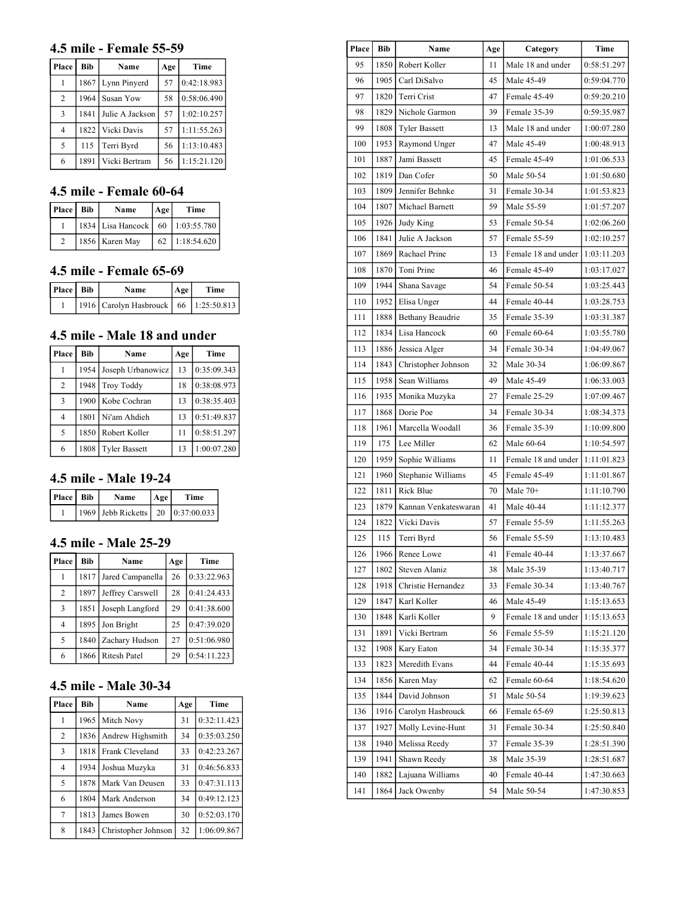## 4.5 mile - Female 55-59

| Place | Bib | Name | Age | Time |
|---|---|---|---|---|
| 1 | 1867 | Lynn Pinyerd | 57 | 0:42:18.983 |
| 2 | 1964 | Susan Yow | 58 | 0:58:06.490 |
| 3 | 1841 | Julie A Jackson | 57 | 1:02:10.257 |
| 4 | 1822 | Vicki Davis | 57 | 1:11:55.263 |
| 5 | 115 | Terri Byrd | 56 | 1:13:10.483 |
| 6 | 1891 | Vicki Bertram | 56 | 1:15:21.120 |

## 4.5 mile - Female 60-64

| Place | Bib | Name | Age | Time |
|---|---|---|---|---|
| 1 | 1834 | Lisa Hancock | 60 | 1:03:55.780 |
| 2 | 1856 | Karen May | 62 | 1:18:54.620 |

## 4.5 mile - Female 65-69

| Place | Bib | Name | Age | Time |
|---|---|---|---|---|
| 1 | 1916 | Carolyn Hasbrouck | 66 | 1:25:50.813 |

## 4.5 mile - Male 18 and under

| Place | Bib | Name | Age | Time |
|---|---|---|---|---|
| 1 | 1954 | Joseph Urbanowicz | 13 | 0:35:09.343 |
| 2 | 1948 | Troy Toddy | 18 | 0:38:08.973 |
| 3 | 1900 | Kobe Cochran | 13 | 0:38:35.403 |
| 4 | 1801 | Ni'am Ahdieh | 13 | 0:51:49.837 |
| 5 | 1850 | Robert Koller | 11 | 0:58:51.297 |
| 6 | 1808 | Tyler Bassett | 13 | 1:00:07.280 |

## 4.5 mile - Male 19-24

| Place | Bib | Name | Age | Time |
|---|---|---|---|---|
| 1 | 1969 | Jebb Ricketts | 20 | 0:37:00.033 |

## 4.5 mile - Male 25-29

| Place | Bib | Name | Age | Time |
|---|---|---|---|---|
| 1 | 1817 | Jared Campanella | 26 | 0:33:22.963 |
| 2 | 1897 | Jeffrey Carswell | 28 | 0:41:24.433 |
| 3 | 1851 | Joseph Langford | 29 | 0:41:38.600 |
| 4 | 1895 | Jon Bright | 25 | 0:47:39.020 |
| 5 | 1840 | Zachary Hudson | 27 | 0:51:06.980 |
| 6 | 1866 | Ritesh Patel | 29 | 0:54:11.223 |

## 4.5 mile - Male 30-34

| Place | Bib | Name | Age | Time |
|---|---|---|---|---|
| 1 | 1965 | Mitch Novy | 31 | 0:32:11.423 |
| 2 | 1836 | Andrew Highsmith | 34 | 0:35:03.250 |
| 3 | 1818 | Frank Cleveland | 33 | 0:42:23.267 |
| 4 | 1934 | Joshua Muzyka | 31 | 0:46:56.833 |
| 5 | 1878 | Mark Van Deusen | 33 | 0:47:31.113 |
| 6 | 1804 | Mark Anderson | 34 | 0:49:12.123 |
| 7 | 1813 | James Bowen | 30 | 0:52:03.170 |
| 8 | 1843 | Christopher Johnson | 32 | 1:06:09.867 |

| Place | Bib | Name | Age | Category | Time |
|---|---|---|---|---|---|
| 95 | 1850 | Robert Koller | 11 | Male 18 and under | 0:58:51.297 |
| 96 | 1905 | Carl DiSalvo | 45 | Male 45-49 | 0:59:04.770 |
| 97 | 1820 | Terri Crist | 47 | Female 45-49 | 0:59:20.210 |
| 98 | 1829 | Nichole Garmon | 39 | Female 35-39 | 0:59:35.987 |
| 99 | 1808 | Tyler Bassett | 13 | Male 18 and under | 1:00:07.280 |
| 100 | 1953 | Raymond Unger | 47 | Male 45-49 | 1:00:48.913 |
| 101 | 1887 | Jami Bassett | 45 | Female 45-49 | 1:01:06.533 |
| 102 | 1819 | Dan Cofer | 50 | Male 50-54 | 1:01:50.680 |
| 103 | 1809 | Jennifer Behnke | 31 | Female 30-34 | 1:01:53.823 |
| 104 | 1807 | Michael Barnett | 59 | Male 55-59 | 1:01:57.207 |
| 105 | 1926 | Judy King | 53 | Female 50-54 | 1:02:06.260 |
| 106 | 1841 | Julie A Jackson | 57 | Female 55-59 | 1:02:10.257 |
| 107 | 1869 | Rachael Prine | 13 | Female 18 and under | 1:03:11.203 |
| 108 | 1870 | Toni Prine | 46 | Female 45-49 | 1:03:17.027 |
| 109 | 1944 | Shana Savage | 54 | Female 50-54 | 1:03:25.443 |
| 110 | 1952 | Elisa Unger | 44 | Female 40-44 | 1:03:28.753 |
| 111 | 1888 | Bethany Beaudrie | 35 | Female 35-39 | 1:03:31.387 |
| 112 | 1834 | Lisa Hancock | 60 | Female 60-64 | 1:03:55.780 |
| 113 | 1886 | Jessica Alger | 34 | Female 30-34 | 1:04:49.067 |
| 114 | 1843 | Christopher Johnson | 32 | Male 30-34 | 1:06:09.867 |
| 115 | 1958 | Sean Williams | 49 | Male 45-49 | 1:06:33.003 |
| 116 | 1935 | Monika Muzyka | 27 | Female 25-29 | 1:07:09.467 |
| 117 | 1868 | Dorie Poe | 34 | Female 30-34 | 1:08:34.373 |
| 118 | 1961 | Marcella Woodall | 36 | Female 35-39 | 1:10:09.800 |
| 119 | 175 | Lee Miller | 62 | Male 60-64 | 1:10:54.597 |
| 120 | 1959 | Sophie Williams | 11 | Female 18 and under | 1:11:01.823 |
| 121 | 1960 | Stephanie Williams | 45 | Female 45-49 | 1:11:01.867 |
| 122 | 1811 | Rick Blue | 70 | Male 70+ | 1:11:10.790 |
| 123 | 1879 | Kannan Venkateswaran | 41 | Male 40-44 | 1:11:12.377 |
| 124 | 1822 | Vicki Davis | 57 | Female 55-59 | 1:11:55.263 |
| 125 | 115 | Terri Byrd | 56 | Female 55-59 | 1:13:10.483 |
| 126 | 1966 | Renee Lowe | 41 | Female 40-44 | 1:13:37.667 |
| 127 | 1802 | Steven Alaniz | 38 | Male 35-39 | 1:13:40.717 |
| 128 | 1918 | Christie Hernandez | 33 | Female 30-34 | 1:13:40.767 |
| 129 | 1847 | Karl Koller | 46 | Male 45-49 | 1:15:13.653 |
| 130 | 1848 | Karli Koller | 9 | Female 18 and under | 1:15:13.653 |
| 131 | 1891 | Vicki Bertram | 56 | Female 55-59 | 1:15:21.120 |
| 132 | 1908 | Kary Eaton | 34 | Female 30-34 | 1:15:35.377 |
| 133 | 1823 | Meredith Evans | 44 | Female 40-44 | 1:15:35.693 |
| 134 | 1856 | Karen May | 62 | Female 60-64 | 1:18:54.620 |
| 135 | 1844 | David Johnson | 51 | Male 50-54 | 1:19:39.623 |
| 136 | 1916 | Carolyn Hasbrouck | 66 | Female 65-69 | 1:25:50.813 |
| 137 | 1927 | Molly Levine-Hunt | 31 | Female 30-34 | 1:25:50.840 |
| 138 | 1940 | Melissa Reedy | 37 | Female 35-39 | 1:28:51.390 |
| 139 | 1941 | Shawn Reedy | 38 | Male 35-39 | 1:28:51.687 |
| 140 | 1882 | Lajuana Williams | 40 | Female 40-44 | 1:47:30.663 |
| 141 | 1864 | Jack Owenby | 54 | Male 50-54 | 1:47:30.853 |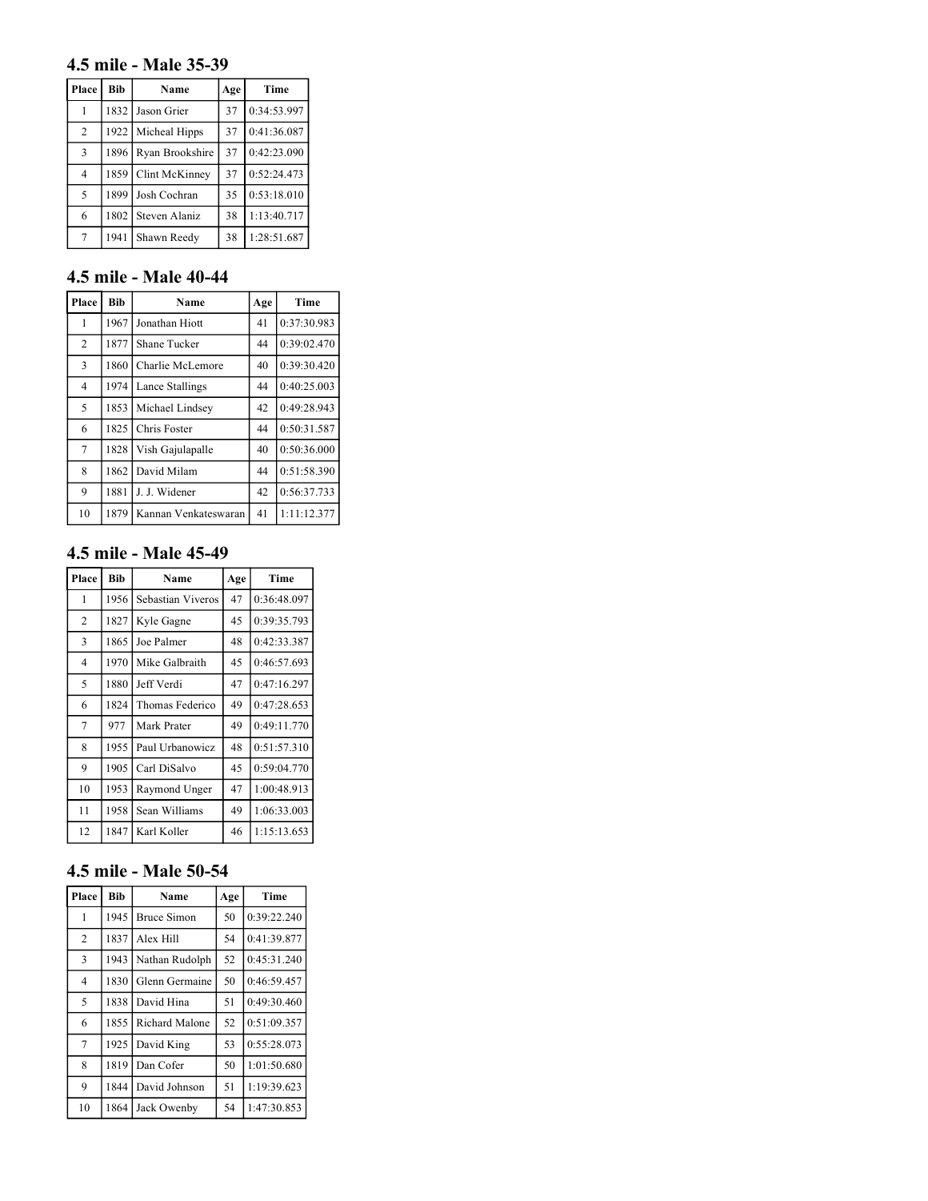## 4.5 mile - Male 35-39

| Place | Bib | Name | Age | Time |
|---|---|---|---|---|
| 1 | 1832 | Jason Grier | 37 | 0:34:53.997 |
| 2 | 1922 | Micheal Hipps | 37 | 0:41:36.087 |
| 3 | 1896 | Ryan Brookshire | 37 | 0:42:23.090 |
| 4 | 1859 | Clint McKinney | 37 | 0:52:24.473 |
| 5 | 1899 | Josh Cochran | 35 | 0:53:18.010 |
| 6 | 1802 | Steven Alaniz | 38 | 1:13:40.717 |
| 7 | 1941 | Shawn Reedy | 38 | 1:28:51.687 |

## 4.5 mile - Male 40-44

| Place | Bib | Name | Age | Time |
|---|---|---|---|---|
| 1 | 1967 | Jonathan Hiott | 41 | 0:37:30.983 |
| 2 | 1877 | Shane Tucker | 44 | 0:39:02.470 |
| 3 | 1860 | Charlie McLemore | 40 | 0:39:30.420 |
| 4 | 1974 | Lance Stallings | 44 | 0:40:25.003 |
| 5 | 1853 | Michael Lindsey | 42 | 0:49:28.943 |
| 6 | 1825 | Chris Foster | 44 | 0:50:31.587 |
| 7 | 1828 | Vish Gajulapalle | 40 | 0:50:36.000 |
| 8 | 1862 | David Milam | 44 | 0:51:58.390 |
| 9 | 1881 | J. J. Widener | 42 | 0:56:37.733 |
| 10 | 1879 | Kannan Venkateswaran | 41 | 1:11:12.377 |

## 4.5 mile - Male 45-49

| Place | Bib | Name | Age | Time |
|---|---|---|---|---|
| 1 | 1956 | Sebastian Viveros | 47 | 0:36:48.097 |
| 2 | 1827 | Kyle Gagne | 45 | 0:39:35.793 |
| 3 | 1865 | Joe Palmer | 48 | 0:42:33.387 |
| 4 | 1970 | Mike Galbraith | 45 | 0:46:57.693 |
| 5 | 1880 | Jeff Verdi | 47 | 0:47:16.297 |
| 6 | 1824 | Thomas Federico | 49 | 0:47:28.653 |
| 7 | 977 | Mark Prater | 49 | 0:49:11.770 |
| 8 | 1955 | Paul Urbanowicz | 48 | 0:51:57.310 |
| 9 | 1905 | Carl DiSalvo | 45 | 0:59:04.770 |
| 10 | 1953 | Raymond Unger | 47 | 1:00:48.913 |
| 11 | 1958 | Sean Williams | 49 | 1:06:33.003 |
| 12 | 1847 | Karl Koller | 46 | 1:15:13.653 |

## 4.5 mile - Male 50-54

| Place | Bib | Name | Age | Time |
|---|---|---|---|---|
| 1 | 1945 | Bruce Simon | 50 | 0:39:22.240 |
| 2 | 1837 | Alex Hill | 54 | 0:41:39.877 |
| 3 | 1943 | Nathan Rudolph | 52 | 0:45:31.240 |
| 4 | 1830 | Glenn Germaine | 50 | 0:46:59.457 |
| 5 | 1838 | David Hina | 51 | 0:49:30.460 |
| 6 | 1855 | Richard Malone | 52 | 0:51:09.357 |
| 7 | 1925 | David King | 53 | 0:55:28.073 |
| 8 | 1819 | Dan Cofer | 50 | 1:01:50.680 |
| 9 | 1844 | David Johnson | 51 | 1:19:39.623 |
| 10 | 1864 | Jack Owenby | 54 | 1:47:30.853 |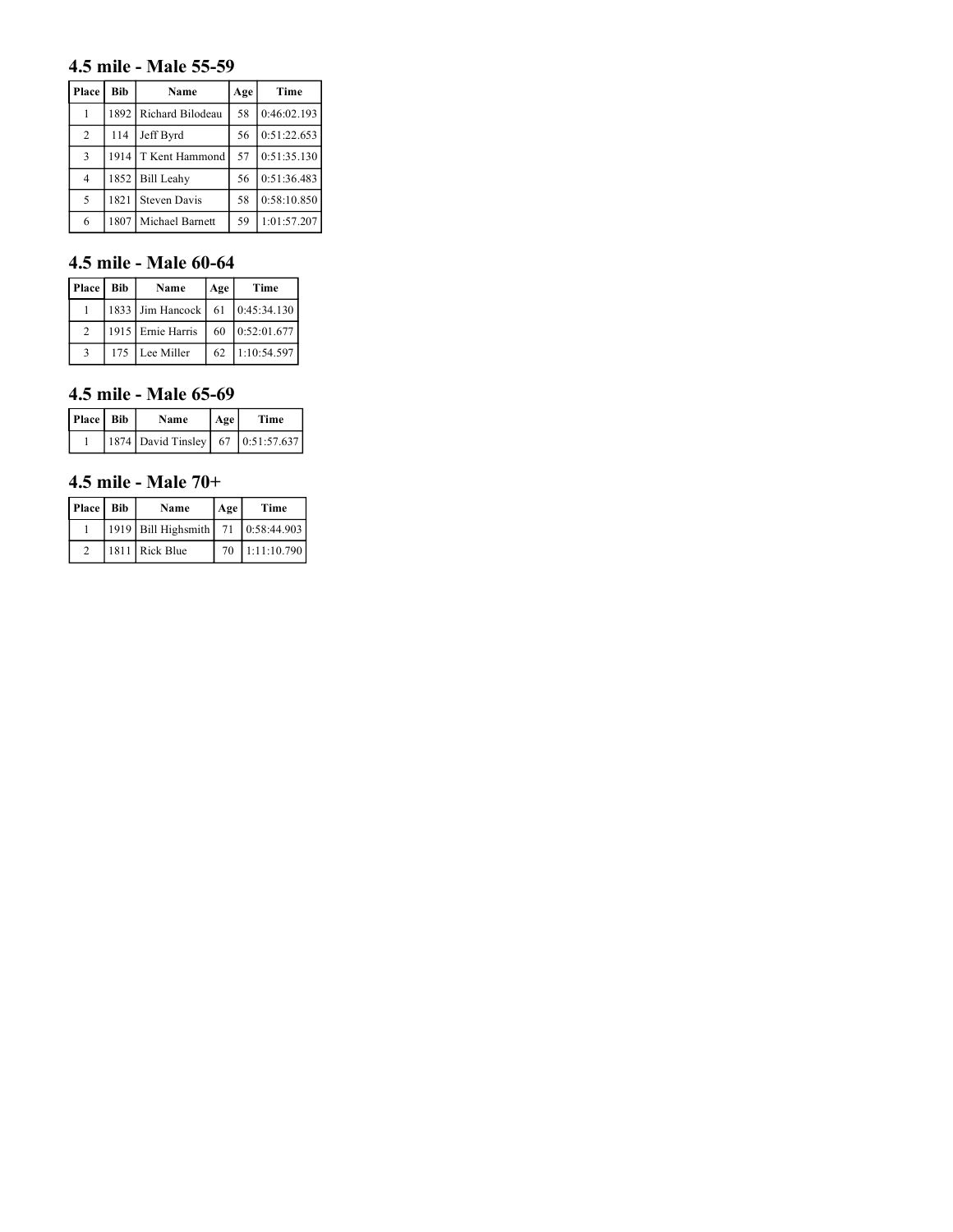### 4.5 mile - Male 55-59

| Place | Bib | Name | Age | Time |
|---|---|---|---|---|
| 1 | 1892 | Richard Bilodeau | 58 | 0:46:02.193 |
| 2 | 114 | Jeff Byrd | 56 | 0:51:22.653 |
| 3 | 1914 | T Kent Hammond | 57 | 0:51:35.130 |
| 4 | 1852 | Bill Leahy | 56 | 0:51:36.483 |
| 5 | 1821 | Steven Davis | 58 | 0:58:10.850 |
| 6 | 1807 | Michael Barnett | 59 | 1:01:57.207 |

### 4.5 mile - Male 60-64

| Place | Bib | Name | Age | Time |
|---|---|---|---|---|
| 1 | 1833 | Jim Hancock | 61 | 0:45:34.130 |
| 2 | 1915 | Ernie Harris | 60 | 0:52:01.677 |
| 3 | 175 | Lee Miller | 62 | 1:10:54.597 |

### 4.5 mile - Male 65-69

| Place | Bib | Name | Age | Time |
|---|---|---|---|---|
| 1 | 1874 | David Tinsley | 67 | 0:51:57.637 |

### 4.5 mile - Male 70+

| Place | Bib | Name | Age | Time |
|---|---|---|---|---|
| 1 | 1919 | Bill Highsmith | 71 | 0:58:44.903 |
| 2 | 1811 | Rick Blue | 70 | 1:11:10.790 |